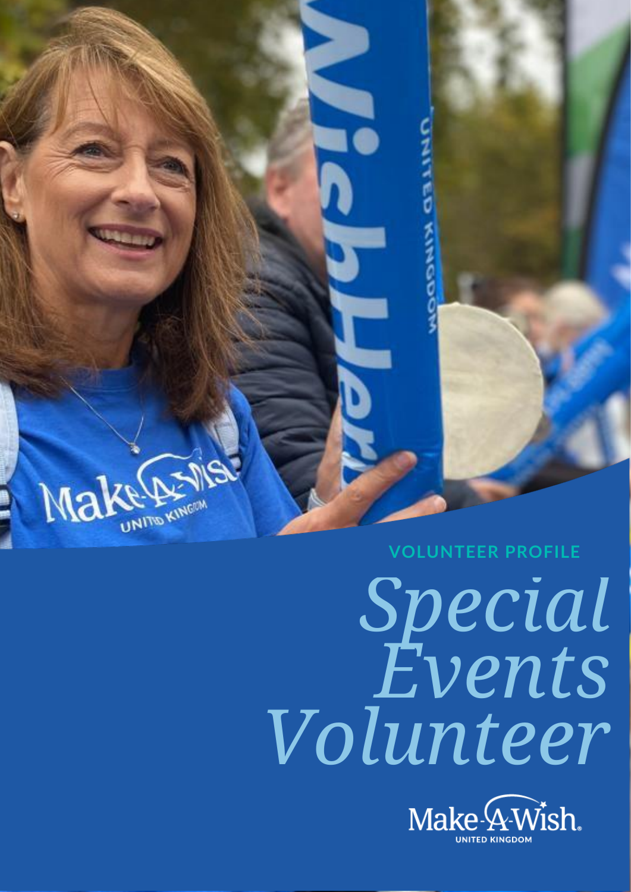VOLUNTEER PROFILE

# *Special Events Volunteer*

Make-A-Wish
UNITED KINGDOM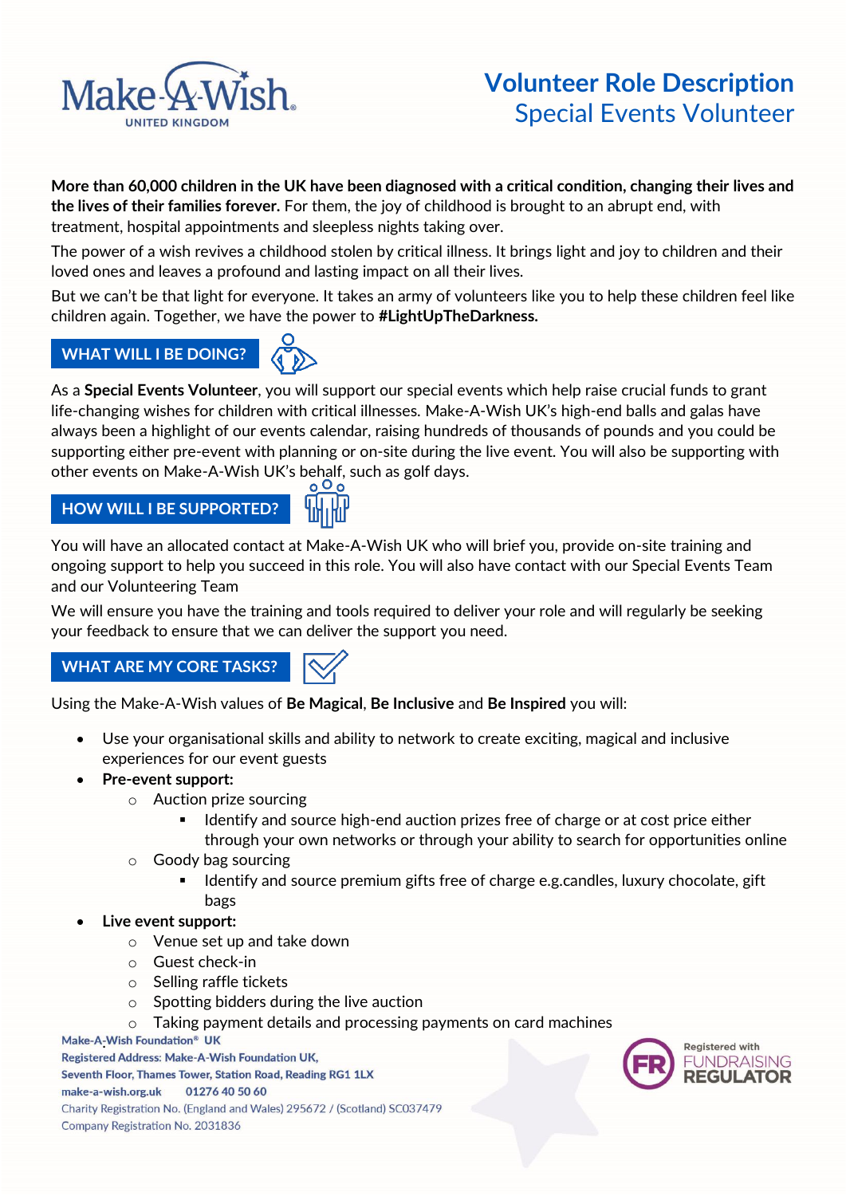# Volunteer Role Description
## Special Events Volunteer

**More than 60,000 children in the UK have been diagnosed with a critical condition, changing their lives and the lives of their families forever.** For them, the joy of childhood is brought to an abrupt end, with treatment, hospital appointments and sleepless nights taking over.

The power of a wish revives a childhood stolen by critical illness. It brings light and joy to children and their loved ones and leaves a profound and lasting impact on all their lives.

But we can't be that light for everyone. It takes an army of volunteers like you to help these children feel like children again. Together, we have the power to **#LightUpTheDarkness.**

## WHAT WILL I BE DOING?

As a **Special Events Volunteer**, you will support our special events which help raise crucial funds to grant life-changing wishes for children with critical illnesses. Make-A-Wish UK's high-end balls and galas have always been a highlight of our events calendar, raising hundreds of thousands of pounds and you could be supporting either pre-event with planning or on-site during the live event. You will also be supporting with other events on Make-A-Wish UK's behalf, such as golf days.

## HOW WILL I BE SUPPORTED?

You will have an allocated contact at Make-A-Wish UK who will brief you, provide on-site training and ongoing support to help you succeed in this role. You will also have contact with our Special Events Team and our Volunteering Team

We will ensure you have the training and tools required to deliver your role and will regularly be seeking your feedback to ensure that we can deliver the support you need.

## WHAT ARE MY CORE TASKS?

Using the Make-A-Wish values of **Be Magical**, **Be Inclusive** and **Be Inspired** you will:

- Use your organisational skills and ability to network to create exciting, magical and inclusive experiences for our event guests
- **Pre-event support:**
  - Auction prize sourcing
    - Identify and source high-end auction prizes free of charge or at cost price either through your own networks or through your ability to search for opportunities online
  - Goody bag sourcing
    - Identify and source premium gifts free of charge e.g.candles, luxury chocolate, gift bags
- **Live event support:**
  - Venue set up and take down
  - Guest check-in
  - Selling raffle tickets
  - Spotting bidders during the live auction
  - Taking payment details and processing payments on card machines

Make-A-Wish Foundation® UK
Registered Address: Make-A-Wish Foundation UK,
Seventh Floor, Thames Tower, Station Road, Reading RG1 1LX
make-a-wish.org.uk 01276 40 50 60
Charity Registration No. (England and Wales) 295672 / (Scotland) SC037479
Company Registration No. 2031836

Registered with FUNDRAISING REGULATOR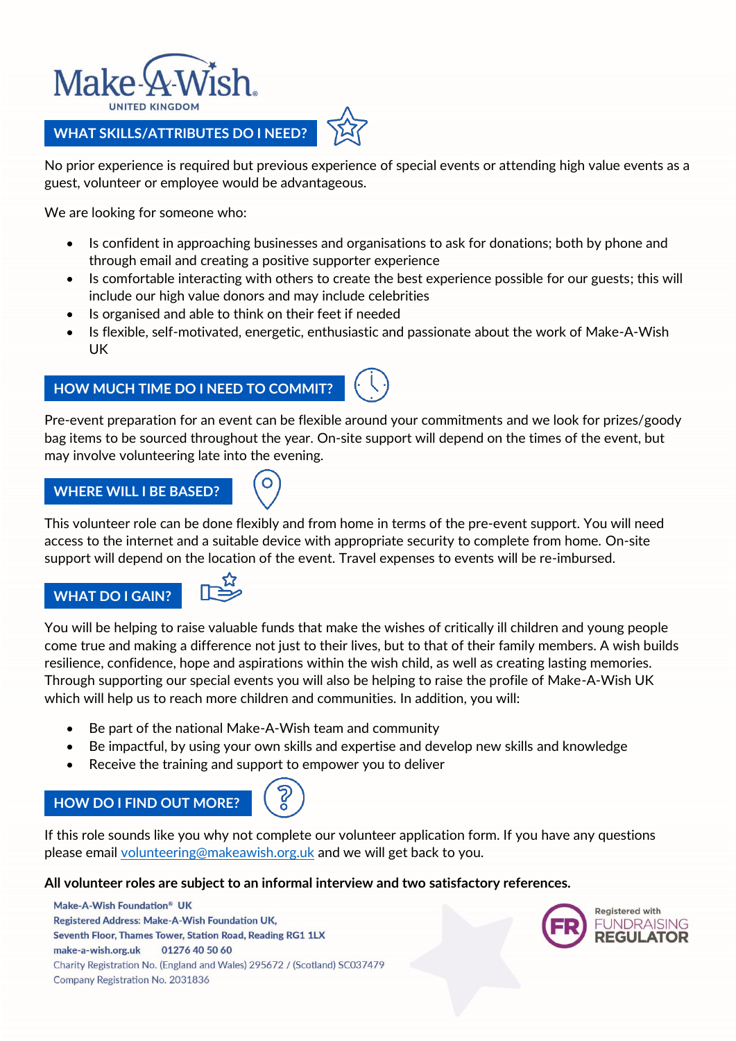Make-A-Wish
UNITED KINGDOM

## WHAT SKILLS/ATTRIBUTES DO I NEED?

No prior experience is required but previous experience of special events or attending high value events as a guest, volunteer or employee would be advantageous.

We are looking for someone who:

- Is confident in approaching businesses and organisations to ask for donations; both by phone and through email and creating a positive supporter experience
- Is comfortable interacting with others to create the best experience possible for our guests; this will include our high value donors and may include celebrities
- Is organised and able to think on their feet if needed
- Is flexible, self-motivated, energetic, enthusiastic and passionate about the work of Make-A-Wish UK

## HOW MUCH TIME DO I NEED TO COMMIT?

Pre-event preparation for an event can be flexible around your commitments and we look for prizes/goody bag items to be sourced throughout the year. On-site support will depend on the times of the event, but may involve volunteering late into the evening.

## WHERE WILL I BE BASED?

This volunteer role can be done flexibly and from home in terms of the pre-event support. You will need access to the internet and a suitable device with appropriate security to complete from home. On-site support will depend on the location of the event. Travel expenses to events will be re-imbursed.

## WHAT DO I GAIN?

You will be helping to raise valuable funds that make the wishes of critically ill children and young people come true and making a difference not just to their lives, but to that of their family members. A wish builds resilience, confidence, hope and aspirations within the wish child, as well as creating lasting memories. Through supporting our special events you will also be helping to raise the profile of Make-A-Wish UK which will help us to reach more children and communities. In addition, you will:

- Be part of the national Make-A-Wish team and community
- Be impactful, by using your own skills and expertise and develop new skills and knowledge
- Receive the training and support to empower you to deliver

## HOW DO I FIND OUT MORE?

If this role sounds like you why not complete our volunteer application form. If you have any questions please email [volunteering@makeawish.org.uk](mailto:volunteering@makeawish.org.uk) and we will get back to you.

**All volunteer roles are subject to an informal interview and two satisfactory references.**

**Make-A-Wish Foundation® UK**
**Registered Address: Make-A-Wish Foundation UK,**
**Seventh Floor, Thames Tower, Station Road, Reading RG1 1LX**
**make-a-wish.org.uk 01276 40 50 60**
Charity Registration No. (England and Wales) 295672 / (Scotland) SC037479
Company Registration No. 2031836

Registered with FUNDRAISING REGULATOR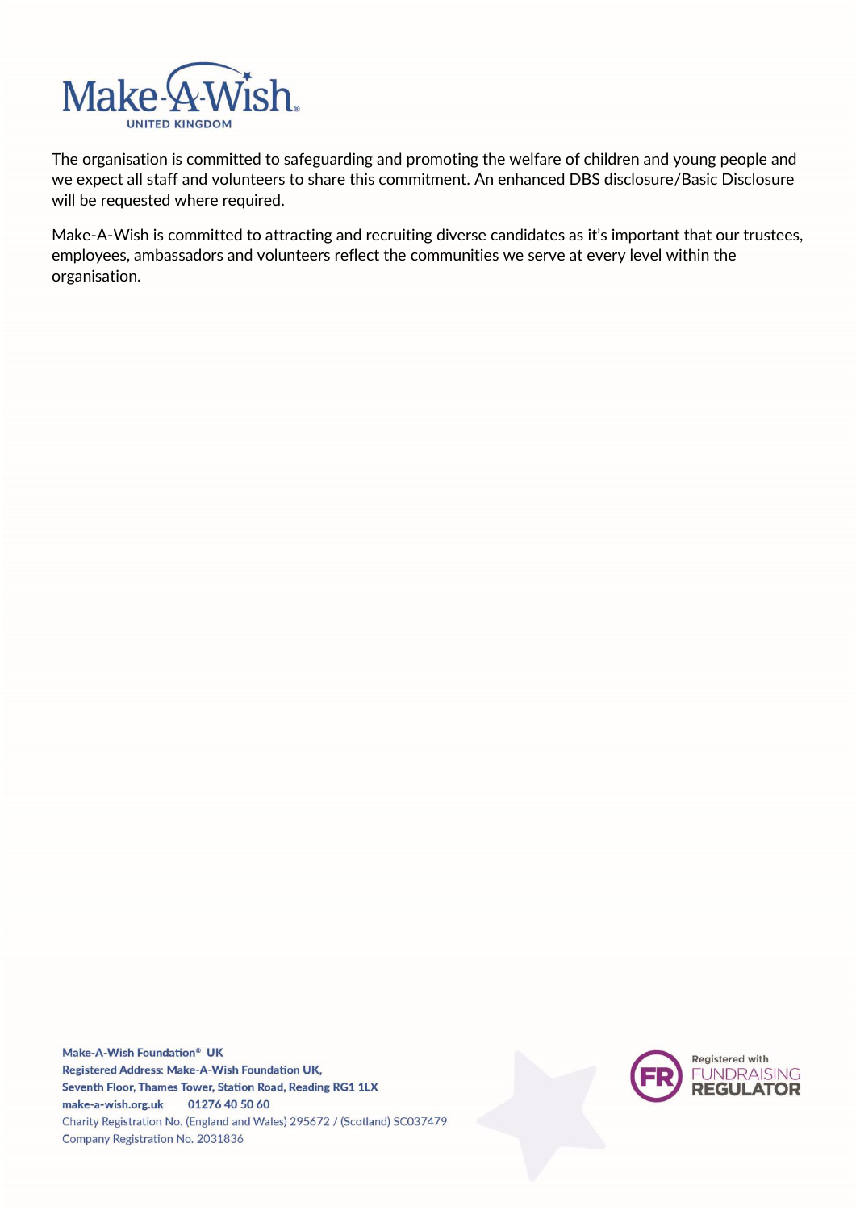The organisation is committed to safeguarding and promoting the welfare of children and young people and we expect all staff and volunteers to share this commitment. An enhanced DBS disclosure/Basic Disclosure will be requested where required.

Make-A-Wish is committed to attracting and recruiting diverse candidates as it's important that our trustees, employees, ambassadors and volunteers reflect the communities we serve at every level within the organisation.

**Make-A-Wish Foundation® UK**
**Registered Address: Make-A-Wish Foundation UK,**
**Seventh Floor, Thames Tower, Station Road, Reading RG1 1LX**
**make-a-wish.org.uk 01276 40 50 60**
Charity Registration No. (England and Wales) 295672 / (Scotland) SC037479
Company Registration No. 2031836

Registered with FUNDRAISING REGULATOR